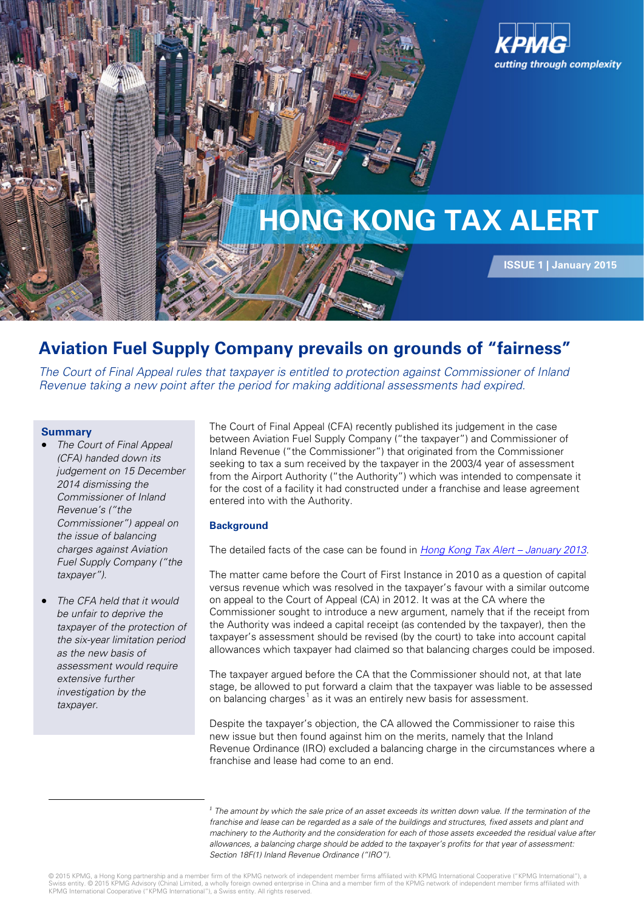KPMG
*cutting through complexity*

# HONG KONG TAX ALERT

**ISSUE 1 | January 2015**

## Aviation Fuel Supply Company prevails on grounds of "fairness"

*The Court of Final Appeal rules that taxpayer is entitled to protection against Commissioner of Inland Revenue taking a new point after the period for making additional assessments had expired.*

**Summary**

- *The Court of Final Appeal (CFA) handed down its judgement on 15 December 2014 dismissing the Commissioner of Inland Revenue's ("the Commissioner") appeal on the issue of balancing charges against Aviation Fuel Supply Company ("the taxpayer").*
- *The CFA held that it would be unfair to deprive the taxpayer of the protection of the six-year limitation period as the new basis of assessment would require extensive further investigation by the taxpayer.*

The Court of Final Appeal (CFA) recently published its judgement in the case between Aviation Fuel Supply Company ("the taxpayer") and Commissioner of Inland Revenue ("the Commissioner") that originated from the Commissioner seeking to tax a sum received by the taxpayer in the 2003/4 year of assessment from the Airport Authority ("the Authority") which was intended to compensate it for the cost of a facility it had constructed under a franchise and lease agreement entered into with the Authority.

### Background

The detailed facts of the case can be found in [Hong Kong Tax Alert – January 2013](Hong Kong Tax Alert – January 2013).

The matter came before the Court of First Instance in 2010 as a question of capital versus revenue which was resolved in the taxpayer's favour with a similar outcome on appeal to the Court of Appeal (CA) in 2012. It was at the CA where the Commissioner sought to introduce a new argument, namely that if the receipt from the Authority was indeed a capital receipt (as contended by the taxpayer), then the taxpayer's assessment should be revised (by the court) to take into account capital allowances which taxpayer had claimed so that balancing charges could be imposed.

The taxpayer argued before the CA that the Commissioner should not, at that late stage, be allowed to put forward a claim that the taxpayer was liable to be assessed on balancing charges[1] as it was an entirely new basis for assessment.

Despite the taxpayer's objection, the CA allowed the Commissioner to raise this new issue but then found against him on the merits, namely that the Inland Revenue Ordinance (IRO) excluded a balancing charge in the circumstances where a franchise and lease had come to an end.

---

[1] *The amount by which the sale price of an asset exceeds its written down value. If the termination of the franchise and lease can be regarded as a sale of all the buildings and structures, fixed assets and plant and machinery to the Authority and the consideration for each of those assets exceeded the residual value after allowances, a balancing charge should be added to the taxpayer's profits for that year of assessment: Section 18F(1) Inland Revenue Ordinance ("IRO").*

© 2015 KPMG, a Hong Kong partnership and a member firm of the KPMG network of independent member firms affiliated with KPMG International Cooperative ("KPMG International"), a Swiss entity. © 2015 KPMG Advisory (China) Limited, a wholly foreign owned enterprise in China and a member firm of the KPMG network of independent member firms affiliated with KPMG International Cooperative ("KPMG International"), a Swiss entity. All rights reserved.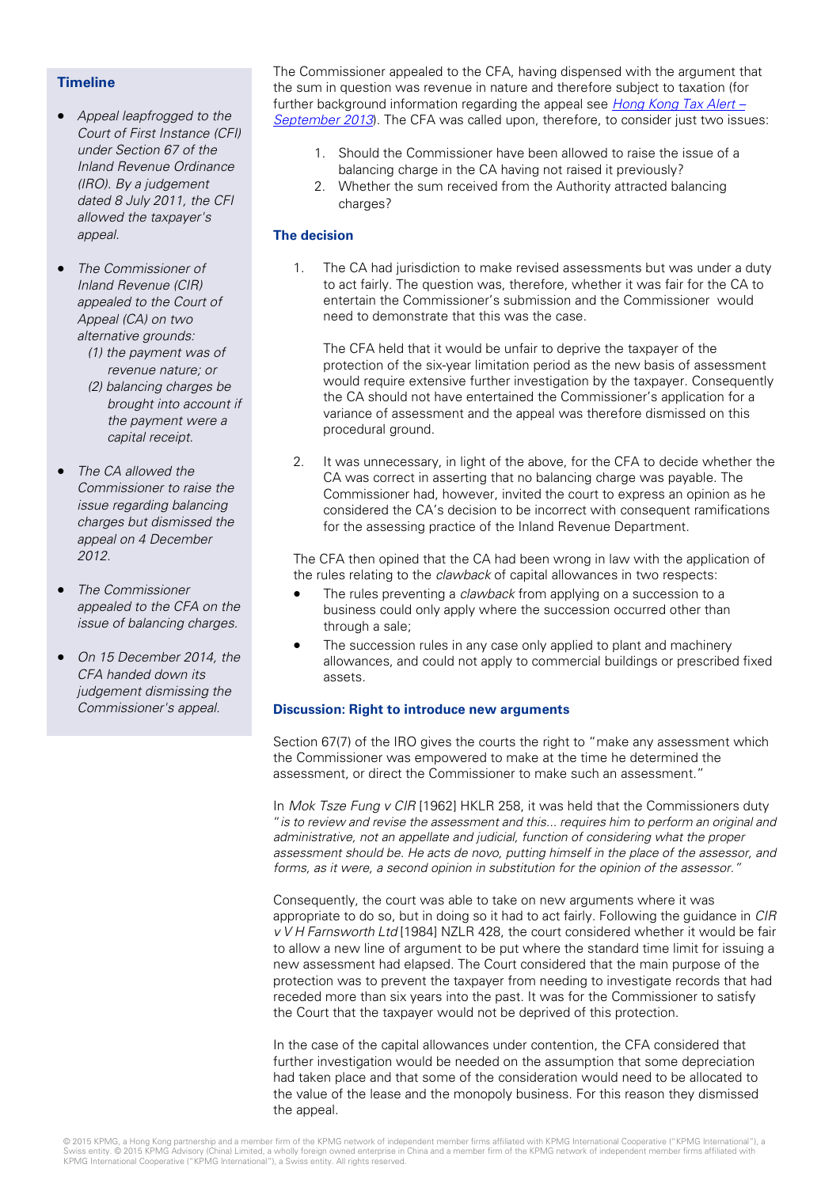### Timeline

- *Appeal leapfrogged to the Court of First Instance (CFI) under Section 67 of the Inland Revenue Ordinance (IRO). By a judgement dated 8 July 2011, the CFI allowed the taxpayer's appeal.*
- *The Commissioner of Inland Revenue (CIR) appealed to the Court of Appeal (CA) on two alternative grounds:*
  - *(1) the payment was of revenue nature; or*
  - *(2) balancing charges be brought into account if the payment were a capital receipt.*
- *The CA allowed the Commissioner to raise the issue regarding balancing charges but dismissed the appeal on 4 December 2012.*
- *The Commissioner appealed to the CFA on the issue of balancing charges.*
- *On 15 December 2014, the CFA handed down its judgement dismissing the Commissioner's appeal.*

The Commissioner appealed to the CFA, having dispensed with the argument that the sum in question was revenue in nature and therefore subject to taxation (for further background information regarding the appeal see *Hong Kong Tax Alert – September 2013*). The CFA was called upon, therefore, to consider just two issues:

1. Should the Commissioner have been allowed to raise the issue of a balancing charge in the CA having not raised it previously?
2. Whether the sum received from the Authority attracted balancing charges?

### The decision

1. The CA had jurisdiction to make revised assessments but was under a duty to act fairly. The question was, therefore, whether it was fair for the CA to entertain the Commissioner's submission and the Commissioner would need to demonstrate that this was the case.

   The CFA held that it would be unfair to deprive the taxpayer of the protection of the six-year limitation period as the new basis of assessment would require extensive further investigation by the taxpayer. Consequently the CA should not have entertained the Commissioner's application for a variance of assessment and the appeal was therefore dismissed on this procedural ground.

2. It was unnecessary, in light of the above, for the CFA to decide whether the CA was correct in asserting that no balancing charge was payable. The Commissioner had, however, invited the court to express an opinion as he considered the CA's decision to be incorrect with consequent ramifications for the assessing practice of the Inland Revenue Department.

The CFA then opined that the CA had been wrong in law with the application of the rules relating to the *clawback* of capital allowances in two respects:

- The rules preventing a *clawback* from applying on a succession to a business could only apply where the succession occurred other than through a sale;
- The succession rules in any case only applied to plant and machinery allowances, and could not apply to commercial buildings or prescribed fixed assets.

### Discussion: Right to introduce new arguments

Section 67(7) of the IRO gives the courts the right to "make any assessment which the Commissioner was empowered to make at the time he determined the assessment, or direct the Commissioner to make such an assessment."

In *Mok Tsze Fung v CIR* [1962] HKLR 258, it was held that the Commissioners duty "*is to review and revise the assessment and this... requires him to perform an original and administrative, not an appellate and judicial, function of considering what the proper assessment should be. He acts de novo, putting himself in the place of the assessor, and forms, as it were, a second opinion in substitution for the opinion of the assessor."*

Consequently, the court was able to take on new arguments where it was appropriate to do so, but in doing so it had to act fairly. Following the guidance in *CIR v V H Farnsworth Ltd* [1984] NZLR 428, the court considered whether it would be fair to allow a new line of argument to be put where the standard time limit for issuing a new assessment had elapsed. The Court considered that the main purpose of the protection was to prevent the taxpayer from needing to investigate records that had receded more than six years into the past. It was for the Commissioner to satisfy the Court that the taxpayer would not be deprived of this protection.

In the case of the capital allowances under contention, the CFA considered that further investigation would be needed on the assumption that some depreciation had taken place and that some of the consideration would need to be allocated to the value of the lease and the monopoly business. For this reason they dismissed the appeal.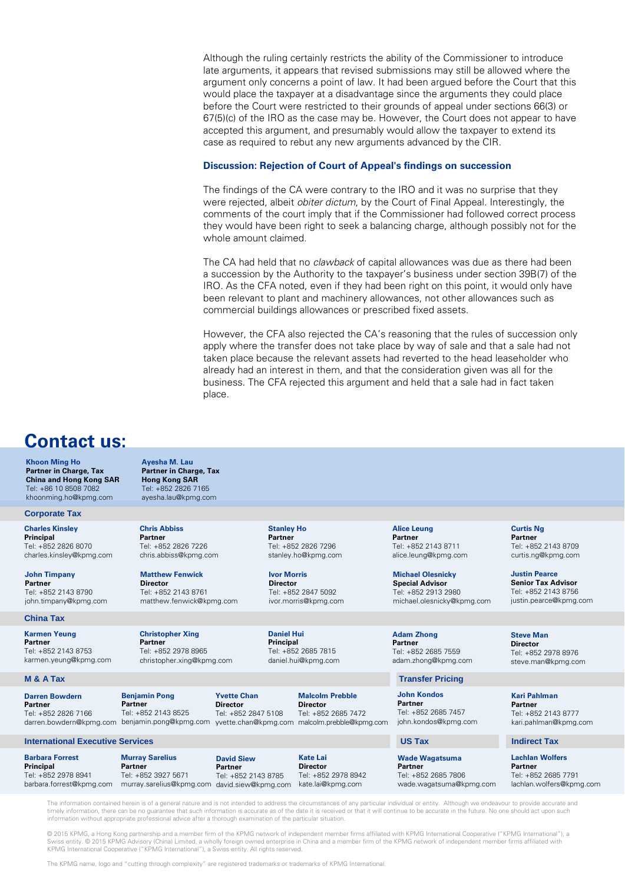Although the ruling certainly restricts the ability of the Commissioner to introduce late arguments, it appears that revised submissions may still be allowed where the argument only concerns a point of law. It had been argued before the Court that this would place the taxpayer at a disadvantage since the arguments they could place before the Court were restricted to their grounds of appeal under sections 66(3) or 67(5)(c) of the IRO as the case may be. However, the Court does not appear to have accepted this argument, and presumably would allow the taxpayer to extend its case as required to rebut any new arguments advanced by the CIR.

### Discussion: Rejection of Court of Appeal's findings on succession

The findings of the CA were contrary to the IRO and it was no surprise that they were rejected, albeit *obiter dictum*, by the Court of Final Appeal. Interestingly, the comments of the court imply that if the Commissioner had followed correct process they would have been right to seek a balancing charge, although possibly not for the whole amount claimed.

The CA had held that no *clawback* of capital allowances was due as there had been a succession by the Authority to the taxpayer's business under section 39B(7) of the IRO. As the CFA noted, even if they had been right on this point, it would only have been relevant to plant and machinery allowances, not other allowances such as commercial buildings allowances or prescribed fixed assets.

However, the CFA also rejected the CA's reasoning that the rules of succession only apply where the transfer does not take place by way of sale and that a sale had not taken place because the relevant assets had reverted to the head leaseholder who already had an interest in them, and that the consideration given was all for the business. The CFA rejected this argument and held that a sale had in fact taken place.

# Contact us:

**Khoon Ming Ho**
**Partner in Charge, Tax**
**China and Hong Kong SAR**
Tel: +86 10 8508 7082
khoonming.ho@kpmg.com

**Ayesha M. Lau**
**Partner in Charge, Tax**
**Hong Kong SAR**
Tel: +852 2826 7165
ayesha.lau@kpmg.com

## Corporate Tax

**Charles Kinsley**
**Principal**
Tel: +852 2826 8070
charles.kinsley@kpmg.com

**Chris Abbiss**
**Partner**
Tel: +852 2826 7226
chris.abbiss@kpmg.com

**Stanley Ho**
**Partner**
Tel: +852 2826 7296
stanley.ho@kpmg.com

**Alice Leung**
**Partner**
Tel: +852 2143 8711
alice.leung@kpmg.com

**Curtis Ng**
**Partner**
Tel: +852 2143 8709
curtis.ng@kpmg.com

**John Timpany**
**Partner**
Tel: +852 2143 8790
john.timpany@kpmg.com

**Matthew Fenwick**
**Director**
Tel: +852 2143 8761
matthew.fenwick@kpmg.com

**Ivor Morris**
**Director**
Tel: +852 2847 5092
ivor.morris@kpmg.com

**Michael Olesnicky**
**Special Advisor**
Tel: +852 2913 2980
michael.olesnicky@kpmg.com

**Justin Pearce**
**Senior Tax Advisor**
Tel: +852 2143 8756
justin.pearce@kpmg.com

## China Tax

**Karmen Yeung**
**Partner**
Tel: +852 2143 8753
karmen.yeung@kpmg.com

**Christopher Xing**
**Partner**
Tel: +852 2978 8965
christopher.xing@kpmg.com

**Daniel Hui**
**Principal**
Tel: +852 2685 7815
daniel.hui@kpmg.com

**Adam Zhong**
**Partner**
Tel: +852 2685 7559
adam.zhong@kpmg.com

**Steve Man**
**Director**
Tel: +852 2978 8976
steve.man@kpmg.com

## M & A Tax

**Darren Bowdern**
**Partner**
Tel: +852 2826 7166
darren.bowdern@kpmg.com

**Benjamin Pong**
**Partner**
Tel: +852 2143 8525
benjamin.pong@kpmg.com

**Yvette Chan**
**Director**
Tel: +852 2847 5108
yvette.chan@kpmg.com

**Malcolm Prebble**
**Director**
Tel: +852 2685 7472
malcolm.prebble@kpmg.com

## Transfer Pricing

**John Kondos**
**Partner**
Tel: +852 2685 7457
john.kondos@kpmg.com

**Kari Pahlman**
**Partner**
Tel: +852 2143 8777
kari.pahlman@kpmg.com

## International Executive Services

**Barbara Forrest**
**Principal**
Tel: +852 2978 8941
barbara.forrest@kpmg.com

**Murray Sarelius**
**Partner**
Tel: +852 3927 5671
murray.sarelius@kpmg.com

**David Siew**
**Partner**
Tel: +852 2143 8785
david.siew@kpmg.com

**Kate Lai**
**Director**
Tel: +852 2978 8942
kate.lai@kpmg.com

## US Tax

**Wade Wagatsuma**
**Partner**
Tel: +852 2685 7806
wade.wagatsuma@kpmg.com

## Indirect Tax

**Lachlan Wolfers**
**Partner**
Tel: +852 2685 7791
lachlan.wolfers@kpmg.com

The information contained herein is of a general nature and is not intended to address the circumstances of any particular individual or entity. Although we endeavour to provide accurate and timely information, there can be no guarantee that such information is accurate as of the date it is received or that it will continue to be accurate in the future. No one should act upon such information without appropriate professional advice after a thorough examination of the particular situation.

© 2015 KPMG, a Hong Kong partnership and a member firm of the KPMG network of independent member firms affiliated with KPMG International Cooperative ("KPMG International"), a Swiss entity. © 2015 KPMG Advisory (China) Limited, a wholly foreign owned enterprise in China and a member firm of the KPMG network of independent member firms affiliated with KPMG International Cooperative ("KPMG International"), a Swiss entity. All rights reserved.

The KPMG name, logo and "cutting through complexity" are registered trademarks or trademarks of KPMG International.